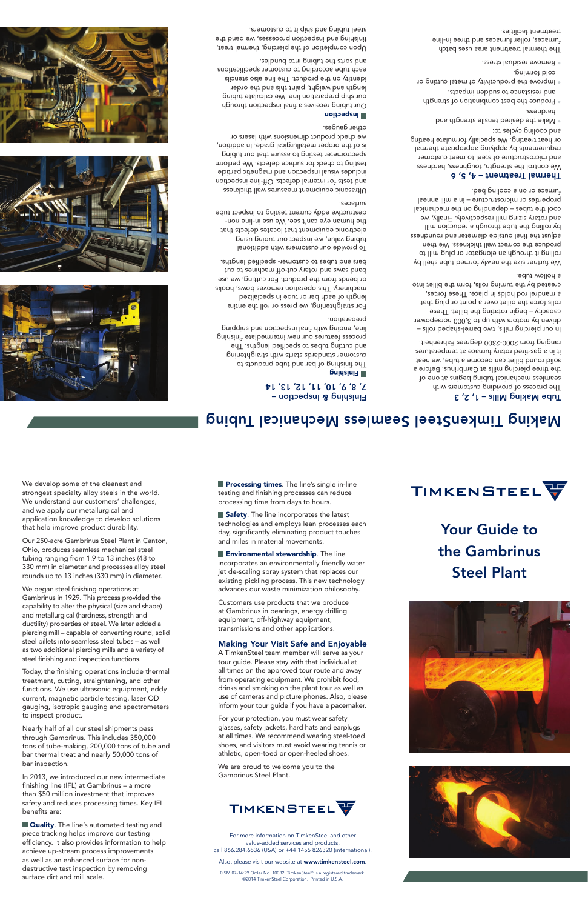# Making TimkenSteel Seamless Mechanical Tubing

## Tube Making Mills – 1, 2, 3

The process of providing customers with seamless mechanical tubing begins at one of the three piercing mills at Gambrinus. Before a solid round billet can become a tube, we heat it in a gas-fired rotary furnace at temperatures ranging from 2000-2300 degrees Fahrenheit.

In our piercing mills, two barrel-shaped rolls – driven by motors with up to 3,000 horsepower capacity – begin rotating the billet. These rolls force the billet over a point or plug that a mandrel rod holds in place. These forces, created by the turning rolls, form the billet into a hollow tube.

We further size the newly formed tube shell by rolling it through an elongator or plug mill to produce the correct wall thickness. We then adjust the final outside diameter and roundness by rolling the tube through a reduction mill and rotary sizing mill respectively. Finally, we cool the tubes – depending on the mechanical properties or microstructure – in a mill anneal furnace or on a cooling bed.

## Thermal Treatment – 4, 5, 6

We control the strength, toughness, hardness and microstructure of steel to meet customer requirements by applying appropriate thermal or heat treating. We specially formulate heating and cooling cycles to:

- Make the desired tensile strength and hardness.
- Produce the best combination of strength and resistance to sudden impacts.
- Improve the productivity of metal cutting or cold forming.
- Remove residual stress.

The thermal treatment area uses batch furnaces, roller furnaces and three in-line treatment facilities.

## Finishing & Inspection – 7, 8, 9, 10, 11, 12, 13, 14

**Finishing**

The finishing of bar and tube produced to customer standards starts with straightening and cutting tubes to specified lengths. The process features our new intermediate finishing line, ending with final inspection and shipping preparation.

For straightening, we press or roll the entire length of each bar or tube in specialized machinery. This operation removes bows, hooks or bends from the product. For cutting, we use band saws and rotary cut-off machines to cut bars and tubes to customer- specified lengths.

To provide our customers with additional tubing value, we inspect our tubing using electronic equipment that locates defects that the human eye can't see. We use in-line non-destructive eddy current testing to inspect tube surfaces.

Ultrasonic equipment measures wall thickness and tests for internal defects. Off-line inspection includes visual inspection and magnetic particle testing to check for surface defects. We perform spectrometer testing to assure that our tubing is of the proper metallurgical grade. In addition, we check product dimensions with lasers or other gauges.

**Inspection**

Our tubing receives a final inspection through our ship preparation line. We calculate tubing length and weight, paint this and the order identity on the product. The line also stencils each tube according to customer specifications and sorts the tubing into bundles.

Upon completion of the piercing, thermal treat, finishing and inspection processes, we band the steel tubing and ship it to customers.

---

We develop some of the cleanest and strongest specialty alloy steels in the world. We understand our customers' challenges, and we apply our metallurgical and application knowledge to develop solutions that help improve product durability.

Our 250-acre Gambrinus Steel Plant in Canton, Ohio, produces seamless mechanical steel tubing ranging from 1.9 to 13 inches (48 to 330 mm) in diameter and processes alloy steel rounds up to 13 inches (330 mm) in diameter.

We began steel finishing operations at Gambrinus in 1929. This process provided the capability to alter the physical (size and shape) and metallurgical (hardness, strength and ductility) properties of steel. We later added a piercing mill – capable of converting round, solid steel billets into seamless steel tubes – as well as two additional piercing mills and a variety of steel finishing and inspection functions.

Today, the finishing operations include thermal treatment, cutting, straightening, and other functions. We use ultrasonic equipment, eddy current, magnetic particle testing, laser OD gauging, isotropic gauging and spectrometers to inspect product.

Nearly half of all our steel shipments pass through Gambrinus. This includes 350,000 tons of tube-making, 200,000 tons of tube and bar thermal treat and nearly 50,000 tons of bar inspection.

In 2013, we introduced our new intermediate finishing line (IFL) at Gambrinus – a more than $50 million investment that improves safety and reduces processing times. Key IFL benefits are:

- **Quality**. The line's automated testing and piece tracking helps improve our testing efficiency. It also provides information to help up-stream process improvements as well as an enhanced surface for non-destructive test inspection by removing surface dirt and mill scale.
- **Processing times**. The line's single in-line testing and finishing processes can reduce processing time from days to hours.
- **Safety**. The line incorporates the latest technologies and employs lean processes each day, significantly eliminating product touches and miles in material movements.
- **Environmental stewardship**. The line incorporates an environmentally friendly water jet de-scaling spray system that replaces our existing pickling process. This new technology advances our waste minimization philosophy.

Customers use products that we produce at Gambrinus in bearings, energy drilling equipment, off-highway equipment, transmissions and other applications.

## Making Your Visit Safe and Enjoyable

A TimkenSteel team member will serve as your tour guide. Please stay with that individual at all times on the approved tour route and away from operating equipment. We prohibit food, drinks and smoking on the plant tour as well as use of cameras and picture phones. Also, please inform your tour guide if you have a pacemaker.

For your protection, you must wear safety glasses, safety jackets, hard hats and earplugs at all times. We recommend wearing steel-toed shoes, and visitors must avoid wearing tennis or athletic, open-toed or open-heeled shoes.

We are proud to welcome you to the Gambrinus Steel Plant.

TIMKENSTEEL

For more information on TimkenSteel and other value-added services and products, call 866.284.6536 (USA) or +44 1455 826320 (international).

Also, please visit our website at **www.timkensteel.com**.

0.5M 07-14:29 Order No. 10082 TimkenSteel® is a registered trademark. ©2014 TimkenSteel Corporation. Printed in U.S.A.

---

TIMKENSTEEL

# Your Guide to the Gambrinus Steel Plant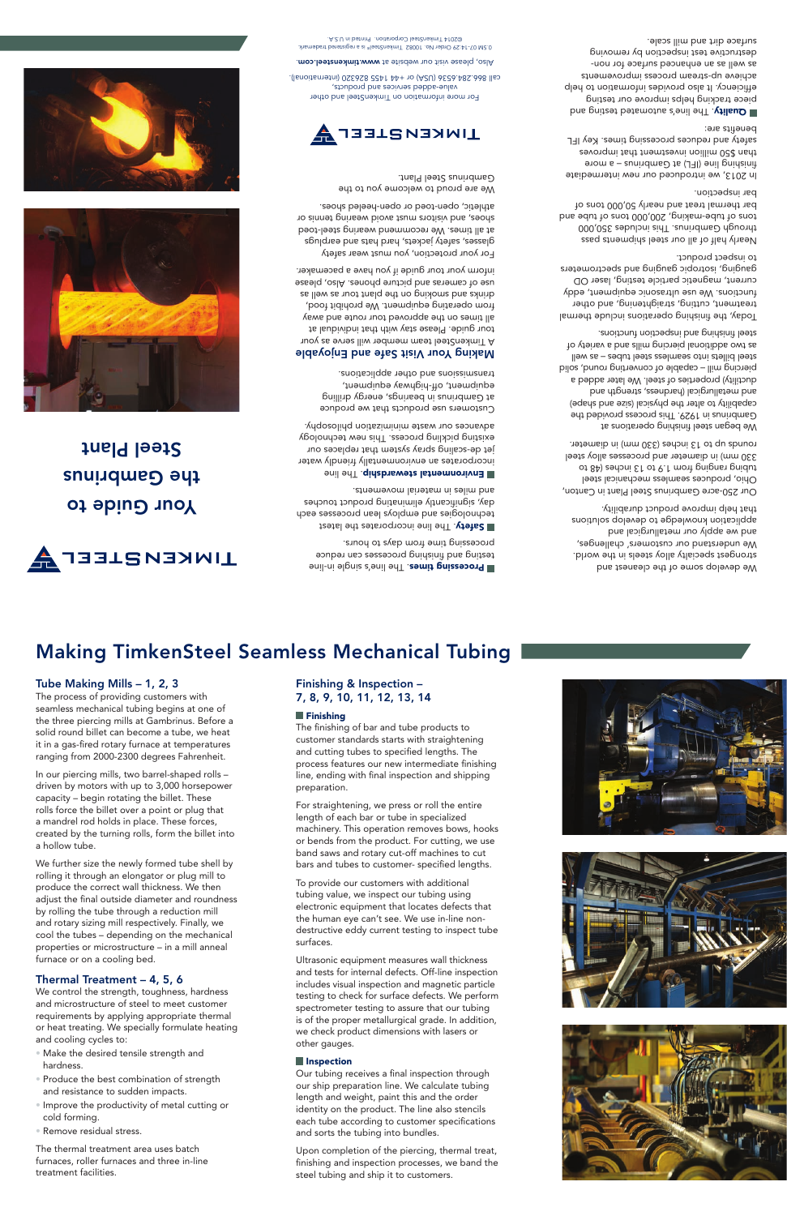# Your Guide to the Gambrinus Steel Plant

We develop some of the cleanest and strongest specialty alloy steels in the world. We understand our customers' challenges, and we apply our metallurgical and application knowledge to develop solutions that help improve product durability.

Our 250-acre Gambrinus Steel Plant in Canton, Ohio, produces seamless mechanical steel tubing ranging from 1.9 to 13 inches (48 to 330 mm) in diameter and processed alloy steel rounds up to 13 inches (330 mm) in diameter.

We began steel finishing operations at Gambrinus in 1929. This process provided the capability to alter the physical (size and shape) and metallurgical (hardness, strength and ductility) properties of steel. We later added a piercing mill – capable of converting round, solid steel billets into seamless steel tubes – as well as two additional piercing mills and a variety of steel finishing and inspection functions.

Today, the finishing operations include thermal treatment, cutting, straightening, and other functions. We use ultrasonic equipment, eddy current, magnetic particle testing, laser OD gauging, isotopic gauging and spectrometers to inspect product.

Nearly half of all our steel shipments pass through Gambrinus. This includes 350,000 tons of tube-making, 200,000 tons of tube and bar thermal treat and nearly 50,000 tons of bar inspection.

In 2013, we introduced our new intermediate finishing line (IFL) at Gambrinus – a more than $55 million investment that improves safety and reduces processing times. Key IFL benefits are:

- **Quality**. The line's automated testing and piece tracking helps improve our testing efficiency. It also provides information to help achieve up-stream process improvements as well as an enhanced surface for non-destructive test inspection by removing surface dirt and mill scale.
- **Processing times**. The line's single in-line testing and finishing processes can reduce processing time from days to hours.
- **Safety**. The line incorporates the latest technologies and employs lean processes each day, significantly eliminating product touches and miles in material movements.
- **Environmental stewardship**. The line incorporates an environmentally friendly water jet de-scaling spray system that replaces our existing pickling process. This new technology advances our waste minimization philosophy.

Customers use products that we produce at Gambrinus in bearings, energy drilling equipment, off-highway equipment, transmissions and other applications.

## Making Your Visit Safe and Enjoyable

A TimkenSteel team member will serve as your tour guide. Please stay with that individual at all times on the approved tour route and away from operating equipment. We prohibit food, drinks and smoking on the plant tour as well as use of cameras and picture phones. Also, please inform your tour guide if you have a pacemaker.

For your protection, you must wear safety glasses, safety jackets, hard hats and earplugs at all times. We recommend wearing steel-toed shoes, and visitors must avoid wearing tennis or athletic, open-toed or open-heeled shoes.

We are proud to welcome you to the Gambrinus Steel Plant.

TIMKENSTEEL

For more information on TimkenSteel and other value-added services and products, call 866.284.6536 (USA) or +44 1455 826320 (international). Also, please visit our website at **www.timkensteel.com**.

0.5M 07-14-29 Order No. 10082 TimkenSteel® is a registered trademark. ©2014 TimkenSteel Corporation. Printed in U.S.A.

# Making TimkenSteel Seamless Mechanical Tubing

## Tube Making Mills – 1, 2, 3

The process of providing customers with seamless mechanical tubing begins at one of the three piercing mills at Gambrinus. Before a solid round billet can become a tube, we heat it in a gas-fired rotary furnace at temperatures ranging from 2000-2300 degrees Fahrenheit.

In our piercing mills, two barrel-shaped rolls – driven by motors with up to 3,000 horsepower capacity – begin rotating the billet. These rolls force the billet over a point or plug that a mandrel rod holds in place. These forces, created by the turning rolls, form the billet into a hollow tube.

We further size the newly formed tube shell by rolling it through an elongator or plug mill to produce the correct wall thickness. We then adjust the final outside diameter and roundness by rolling the tube through a reduction mill and rotary sizing mill respectively. Finally, we cool the tubes – depending on the mechanical properties or microstructure – in a mill anneal furnace or on a cooling bed.

## Thermal Treatment – 4, 5, 6

We control the strength, toughness, hardness and microstructure of steel to meet customer requirements by applying appropriate thermal or heat treating. We specially formulate heating and cooling cycles to:

- Make the desired tensile strength and hardness.
- Produce the best combination of strength and resistance to sudden impacts.
- Improve the productivity of metal cutting or cold forming.
- Remove residual stress.

The thermal treatment area uses batch furnaces, roller furnaces and three in-line treatment facilities.

## Finishing & Inspection – 7, 8, 9, 10, 11, 12, 13, 14

### Finishing

The finishing of bar and tube products to customer standards starts with straightening and cutting tubes to specified lengths. The process features our new intermediate finishing line, ending with final inspection and shipping preparation.

For straightening, we press or roll the entire length of each bar or tube in specialized machinery. This operation removes bows, hooks or bends from the product. For cutting, we use band saws and rotary cut-off machines to cut bars and tubes to customer- specified lengths.

To provide our customers with additional tubing value, we inspect our tubing using electronic equipment that locates defects that the human eye can't see. We use in-line non-destructive eddy current testing to inspect tube surfaces.

Ultrasonic equipment measures wall thickness and tests for internal defects. Off-line inspection includes visual inspection and magnetic particle testing to check for surface defects. We perform spectrometer testing to assure that our tubing is of the proper metallurgical grade. In addition, we check product dimensions with lasers or other gauges.

### Inspection

Our tubing receives a final inspection through our ship preparation line. We calculate tubing length and weight, paint this and the order identity on the product. The line also stencils each tube according to customer specifications and sorts the tubing into bundles.

Upon completion of the piercing, thermal treat, finishing and inspection processes, we band the steel tubing and ship it to customers.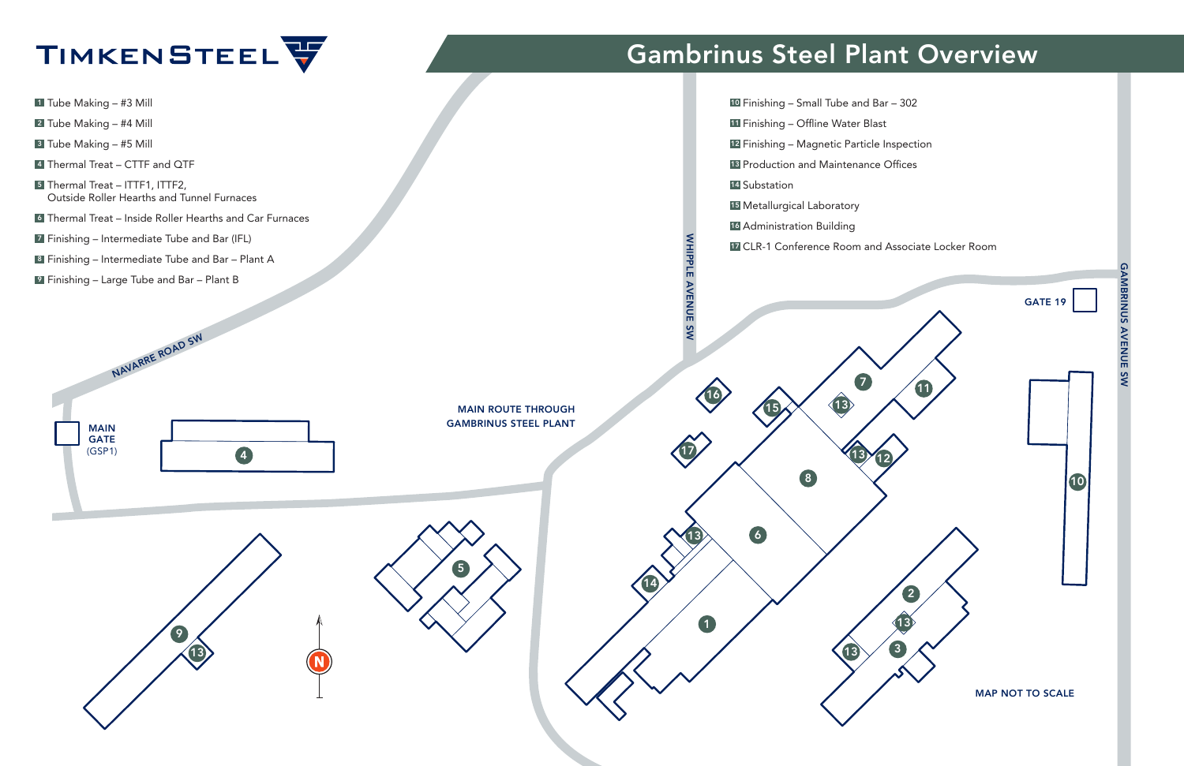TIMKENSTEEL

# Gambrinus Steel Plant Overview

1 Tube Making – #3 Mill
2 Tube Making – #4 Mill
3 Tube Making – #5 Mill
4 Thermal Treat – CTTF and QTF
5 Thermal Treat – ITTF1, ITTF2, Outside Roller Hearths and Tunnel Furnaces
6 Thermal Treat – Inside Roller Hearths and Car Furnaces
7 Finishing – Intermediate Tube and Bar (IFL)
8 Finishing – Intermediate Tube and Bar – Plant A
9 Finishing – Large Tube and Bar – Plant B

10 Finishing – Small Tube and Bar – 302
11 Finishing – Offline Water Blast
12 Finishing – Magnetic Particle Inspection
13 Production and Maintenance Offices
14 Substation
15 Metallurgical Laboratory
16 Administration Building
17 CLR-1 Conference Room and Associate Locker Room

NAVARRE ROAD SW

WHIPPLE AVENUE SW

GAMBRINUS AVENUE SW

MAIN GATE (GSP1)

GATE 19

MAIN ROUTE THROUGH GAMBRINUS STEEL PLANT

N

MAP NOT TO SCALE